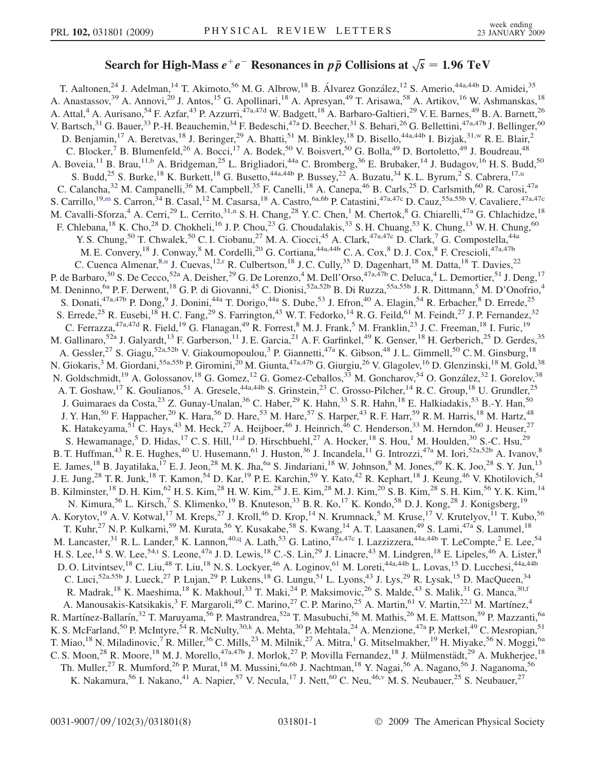# Search for High-Mass $e^+e^-$ Resonances in $p\bar{p}$ Collisions at $\sqrt{s} = 1.96$ TeV

T. Aaltonen,[24] J. Adelman,[14] T. Akimoto,[56] M. G. Albrow,[18] B. Álvarez González,[12] S. Amerio,[44a,44b] D. Amidei,[35] A. Anastassov,[39] A. Annovi,[20] J. Antos,[15] G. Apollinari,[18] A. Apresyan,[49] T. Arisawa,[58] A. Artikov,[16] W. Ashmanskas,[18] A. Attal,[4] A. Aurisano,[54] F. Azfar,[43] P. Azzurri,[47a,47d] W. Badgett,[18] A. Barbaro-Galtieri,[29] V. E. Barnes,[49] B. A. Barnett,[26] V. Bartsch,[31] G. Bauer,[33] P.-H. Beauchemin,[34] F. Bedeschi,[47a] D. Beecher,[31] S. Behari,[26] G. Bellettini,[47a,47b] J. Bellinger,[60] D. Benjamin,[17] A. Beretvas,[18] J. Beringer,[29] A. Bhatti,[51] M. Binkley,[18] D. Bisello,[44a,44b] I. Bizjak,[31,w] R. E. Blair,[2] C. Blocker,[7] B. Blumenfeld,[26] A. Bocci,[17] A. Bodek,[50] V. Boisvert,[50] G. Bolla,[49] D. Bortoletto,[49] J. Boudreau,[48] A. Boveia,[11] B. Brau,[11,b] A. Bridgeman,[25] L. Brigliadori,[44a] C. Bromberg,[36] E. Brubaker,[14] J. Budagov,[16] H. S. Budd,[50] S. Budd,[25] S. Burke,[18] K. Burkett,[18] G. Busetto,[44a,44b] P. Bussey,[22] A. Buzatu,[34] K. L. Byrum,[2] S. Cabrera,[17,u] C. Calancha,[32] M. Campanelli,[36] M. Campbell,[35] F. Canelli,[18] A. Canepa,[46] B. Carls,[25] D. Carlsmith,[60] R. Carosi,[47a] S. Carrillo,[19,m] S. Carron,[34] B. Casal,[12] M. Casarsa,[18] A. Castro,[6a,6b] P. Catastini,[47a,47c] D. Cauz,[55a,55b] V. Cavaliere,[47a,47c] M. Cavalli-Sforza,[4] A. Cerri,[29] L. Cerrito,[31,n] S. H. Chang,[28] Y. C. Chen,[1] M. Chertok,[8] G. Chiarelli,[47a] G. Chlachidze,[18] F. Chlebana,[18] K. Cho,[28] D. Chokheli,[16] J. P. Chou,[23] G. Choudalakis,[33] S. H. Chuang,[53] K. Chung,[13] W. H. Chung,[60] Y. S. Chung,[50] T. Chwalek,[50] C. I. Ciobanu,[27] M. A. Ciocci,[45] A. Clark,[47a,47c] D. Clark,[7] G. Compostella,[44a] M. E. Convery,[18] J. Conway,[8] M. Cordelli,[20] G. Cortiana,[44a,44b] C. A. Cox,[8] D. J. Cox,[8] F. Crescioli,[47a,47b] C. Cuenca Almenar,[8,u] J. Cuevas,[12,r] R. Culbertson,[18] J. C. Cully,[35] D. Dagenhart,[18] M. Datta,[18] T. Davies,[22] P. de Barbaro,[50] S. De Cecco,[52a] A. Deisher,[29] G. De Lorenzo,[4] M. Dell'Orso,[47a,47b] C. Deluca,[4] L. Demortier,[51] J. Deng,[17] M. Deninno,[6a] P. F. Derwent,[18] G. P. di Giovanni,[45] C. Dionisi,[52a,52b] B. Di Ruzza,[55a,55b] J. R. Dittmann,[5] M. D'Onofrio,[4] S. Donati,[47a,47b] P. Dong,[9] J. Donini,[44a] T. Dorigo,[44a] S. Dube,[53] J. Efron,[40] A. Elagin,[54] R. Erbacher,[8] D. Errede,[25] S. Errede,[25] R. Eusebi,[18] H. C. Fang,[29] S. Farrington,[43] W. T. Fedorko,[14] R. G. Feild,[61] M. Feindt,[27] J. P. Fernandez,[32] C. Ferrazza,[47a,47d] R. Field,[19] G. Flanagan,[49] R. Forrest,[8] M. J. Frank,[5] M. Franklin,[23] J. C. Freeman,[18] I. Furic,[19] M. Gallinaro,[52a] J. Galyardt,[13] F. Garberson,[11] J. E. Garcia,[21] A. F. Garfinkel,[49] K. Genser,[18] H. Gerberich,[25] D. Gerdes,[35] A. Gessler,[27] S. Giagu,[52a,52b] V. Giakoumopoulou,[3] P. Giannetti,[47a] K. Gibson,[48] J. L. Gimmell,[50] C. M. Ginsburg,[18] N. Giokaris,[3] M. Giordani,[55a,55b] P. Giromini,[20] M. Giunta,[47a,47b] G. Giurgiu,[26] V. Glagolev,[16] D. Glenzinski,[18] M. Gold,[38] N. Goldschmidt,[19] A. Golossanov,[18] G. Gomez,[12] G. Gomez-Ceballos,[33] M. Goncharov,[54] O. González,[32] I. Gorelov,[38] A. T. Goshaw,[17] K. Goulianos,[51] A. Gresele,[44a,44b] S. Grinstein,[23] C. Grosso-Pilcher,[14] R. C. Group,[18] U. Grundler,[25] J. Guimaraes da Costa,[23] Z. Gunay-Unalan,[36] C. Haber,[29] K. Hahn,[33] S. R. Hahn,[18] E. Halkiadakis,[53] B.-Y. Han,[50] J. Y. Han,[50] F. Happacher,[20] K. Hara,[56] D. Hare,[53] M. Hare,[57] S. Harper,[43] R. F. Harr,[59] R. M. Harris,[18] M. Hartz,[48] K. Hatakeyama,[51] C. Hays,[43] M. Heck,[27] A. Heijboer,[46] J. Heinrich,[46] C. Henderson,[33] M. Herndon,[60] J. Heuser,[27] S. Hewamanage,[5] D. Hidas,[17] C. S. Hill,[11,d] D. Hirschbuehl,[27] A. Hocker,[18] S. Hou,[1] M. Houlden,[30] S.-C. Hsu,[29] B. T. Huffman,[43] R. E. Hughes,[40] U. Husemann,[61] J. Huston,[36] J. Incandela,[11] G. Introzzi,[47a] M. Iori,[52a,52b] A. Ivanov,[8] E. James,[18] B. Jayatilaka,[17] E. J. Jeon,[28] M. K. Jha,[6a] S. Jindariani,[18] W. Johnson,[8] M. Jones,[49] K. K. Joo,[28] S. Y. Jun,[13] J. E. Jung,[28] T. R. Junk,[18] T. Kamon,[54] D. Kar,[19] P. E. Karchin,[59] Y. Kato,[42] R. Kephart,[18] J. Keung,[46] V. Khotilovich,[54] B. Kilminster,[18] D. H. Kim,[62] H. S. Kim,[28] H. W. Kim,[28] J. E. Kim,[28] M. J. Kim,[20] S. B. Kim,[28] S. H. Kim,[56] Y. K. Kim,[14] N. Kimura,[56] L. Kirsch,[7] S. Klimenko,[19] B. Knuteson,[33] B. R. Ko,[17] K. Kondo,[58] D. J. Kong,[28] J. Konigsberg,[19] A. Korytov,[19] A. V. Kotwal,[17] M. Kreps,[27] J. Kroll,[46] D. Krop,[14] N. Krumnack,[5] M. Kruse,[17] V. Krutelyov,[11] T. Kubo,[56] T. Kuhr,[27] N. P. Kulkarni,[59] M. Kurata,[56] Y. Kusakabe,[58] S. Kwang,[14] A. T. Laasanen,[49] S. Lami,[47a] S. Lammel,[18] M. Lancaster,[31] R. L. Lander,[8] K. Lannon,[40,q] A. Lath,[53] G. Latino,[47a,47c] I. Lazzizzera,[44a,44b] T. LeCompte,[2] E. Lee,[54] H. S. Lee,[14] S. W. Lee,[54,t] S. Leone,[47a] J. D. Lewis,[18] C.-S. Lin,[29] J. Linacre,[43] M. Lindgren,[18] E. Lipeles,[46] A. Lister,[8] D. O. Litvintsev,[18] C. Liu,[48] T. Liu,[18] N. S. Lockyer,[46] A. Loginov,[61] M. Loreti,[44a,44b] L. Lovas,[15] D. Lucchesi,[44a,44b] C. Luci,[52a,55b] J. Lueck,[27] P. Lujan,[29] P. Lukens,[18] G. Lungu,[51] L. Lyons,[43] J. Lys,[29] R. Lysak,[15] D. MacQueen,[34] R. Madrak,[18] K. Maeshima,[18] K. Makhoul,[33] T. Maki,[24] P. Maksimovic,[26] S. Malde,[43] S. Malik,[31] G. Manca,[30,f] A. Manousakis-Katsikakis,[3] F. Margaroli,[49] C. Marino,[27] C. P. Marino,[25] A. Martin,[61] V. Martin,[22,l] M. Martínez,[4] R. Martínez-Ballarín,[32] T. Maruyama,[56] P. Mastrandrea,[52a] T. Masubuchi,[56] M. Mathis,[26] M. E. Mattson,[59] P. Mazzanti,[6a] K. S. McFarland,[50] P. McIntyre,[54] R. McNulty,[30,k] A. Mehta,[30] P. Mehtala,[24] A. Menzione,[47a] P. Merkel,[49] C. Mesropian,[51] T. Miao,[18] N. Miladinovic,[7] R. Miller,[36] C. Mills,[23] M. Milnik,[27] A. Mitra,[1] G. Mitselmakher,[19] H. Miyake,[56] N. Moggi,[6a] C. S. Moon,[28] R. Moore,[18] M. J. Morello,[47a,47b] J. Morlok,[27] P. Movilla Fernandez,[18] J. Mülmenstädt,[29] A. Mukherjee,[18] Th. Muller,[27] R. Mumford,[26] P. Murat,[18] M. Mussini,[6a,6b] J. Nachtman,[18] Y. Nagai,[56] A. Nagano,[56] J. Naganoma,[56] K. Nakamura,[56] I. Nakano,[41] A. Napier,[57] V. Necula,[17] J. Nett,[60] C. Neu,[46,v] M. S. Neubauer,[25] S. Neubauer,[27]

0031-9007/09/102(3)/031801(8) © 2009 The American Physical Society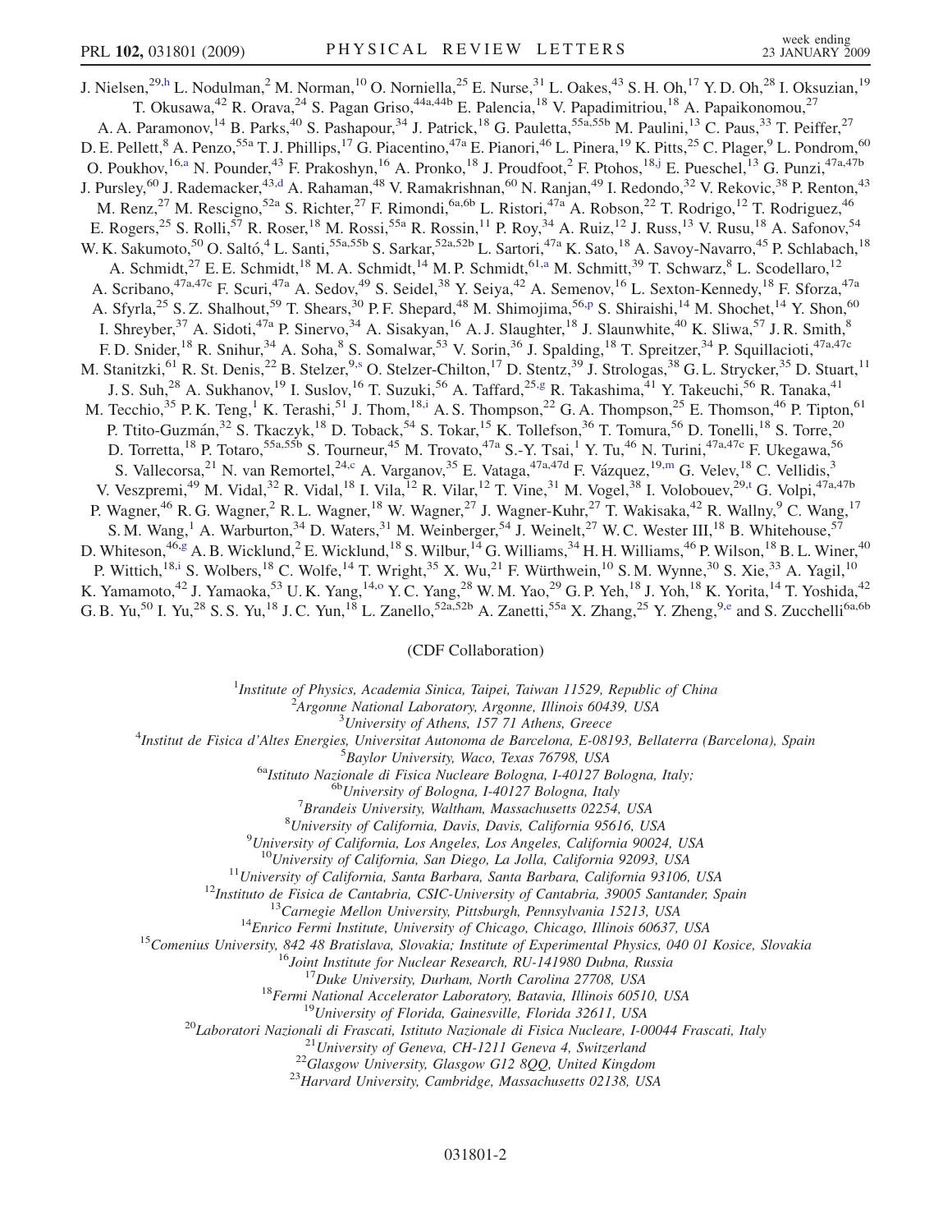J. Nielsen,[29,h] L. Nodulman,[2] M. Norman,[10] O. Norniella,[25] E. Nurse,[31] L. Oakes,[43] S. H. Oh,[17] Y. D. Oh,[28] I. Oksuzian,[19] T. Okusawa,[42] R. Orava,[24] S. Pagan Griso,[44a,44b] E. Palencia,[18] V. Papadimitriou,[18] A. Papaikonomou,[27] A. A. Paramonov,[14] B. Parks,[40] S. Pashapour,[34] J. Patrick,[18] G. Pauletta,[55a,55b] M. Paulini,[13] C. Paus,[33] T. Peiffer,[27] D. E. Pellett,[8] A. Penzo,[55a] T. J. Phillips,[17] G. Piacentino,[47a] E. Pianori,[46] L. Pinera,[19] K. Pitts,[25] C. Plager,[9] L. Pondrom,[60] O. Poukhov,[16,a] N. Pounder,[43] F. Prakoshyn,[16] A. Pronko,[18] J. Proudfoot,[2] F. Ptohos,[18,j] E. Pueschel,[13] G. Punzi,[47a,47b] J. Pursley,[60] J. Rademacker,[43,d] A. Rahaman,[48] V. Ramakrishnan,[60] N. Ranjan,[49] I. Redondo,[32] V. Rekovic,[38] P. Renton,[43] M. Renz,[27] M. Rescigno,[52a] S. Richter,[27] F. Rimondi,[6a,6b] L. Ristori,[47a] A. Robson,[22] T. Rodrigo,[12] T. Rodriguez,[46] E. Rogers,[25] S. Rolli,[57] R. Roser,[18] M. Rossi,[55a] R. Rossin,[11] P. Roy,[34] A. Ruiz,[12] J. Russ,[13] V. Rusu,[18] A. Safonov,[54] W. K. Sakumoto,[50] O. Saltó,[4] L. Santi,[55a,55b] S. Sarkar,[52a,52b] L. Sartori,[47a] K. Sato,[18] A. Savoy-Navarro,[45] P. Schlabach,[18] A. Schmidt,[27] E. E. Schmidt,[18] M. A. Schmidt,[14] M. P. Schmidt,[61,a] M. Schmitt,[39] T. Schwarz,[8] L. Scodellaro,[12] A. Scribano,[47a,47c] F. Scuri,[47a] A. Sedov,[49] S. Seidel,[38] Y. Seiya,[42] A. Semenov,[16] L. Sexton-Kennedy,[18] F. Sforza,[47a] A. Sfyrla,[25] S. Z. Shalhout,[59] T. Shears,[30] P. F. Shepard,[48] M. Shimojima,[56,p] S. Shiraishi,[14] M. Shochet,[14] Y. Shon,[60] I. Shreyber,[37] A. Sidoti,[47a] P. Sinervo,[34] A. Sisakyan,[16] A. J. Slaughter,[18] J. Slaunwhite,[40] K. Sliwa,[57] J. R. Smith,[8] F. D. Snider,[18] R. Snihur,[34] A. Soha,[8] S. Somalwar,[53] V. Sorin,[36] J. Spalding,[18] T. Spreitzer,[34] P. Squillacioti,[47a,47c] M. Stanitzki,[61] R. St. Denis,[22] B. Stelzer,[9,s] O. Stelzer-Chilton,[17] D. Stentz,[39] J. Strologas,[38] G. L. Strycker,[35] D. Stuart,[11] J. S. Suh,[28] A. Sukhanov,[19] I. Suslov,[16] T. Suzuki,[56] A. Taffard,[25,g] R. Takashima,[41] Y. Takeuchi,[56] R. Tanaka,[41] M. Tecchio,[35] P. K. Teng,[1] K. Terashi,[51] J. Thom,[18,i] A. S. Thompson,[22] G. A. Thompson,[25] E. Thomson,[46] P. Tipton,[61] P. Ttito-Guzmán,[32] S. Tkaczyk,[18] D. Toback,[54] S. Tokar,[15] K. Tollefson,[36] T. Tomura,[56] D. Tonelli,[18] S. Torre,[20] D. Torretta,[18] P. Totaro,[55a,55b] S. Tourneur,[45] M. Trovato,[47a] S.-Y. Tsai,[1] Y. Tu,[46] N. Turini,[47a,47c] F. Ukegawa,[56] S. Vallecorsa,[21] N. van Remortel,[24,c] A. Varganov,[35] E. Vataga,[47a,47d] F. Vázquez,[19,m] G. Velev,[18] C. Vellidis,[3] V. Veszpremi,[49] M. Vidal,[32] R. Vidal,[18] I. Vila,[12] R. Vilar,[12] T. Vine,[31] M. Vogel,[38] I. Volobouev,[29,t] G. Volpi,[47a,47b] P. Wagner,[46] R. G. Wagner,[2] R. L. Wagner,[18] W. Wagner,[27] J. Wagner-Kuhr,[27] T. Wakisaka,[42] R. Wallny,[9] C. Wang,[17] S. M. Wang,[1] A. Warburton,[34] D. Waters,[31] M. Weinberger,[54] J. Weinelt,[27] W. C. Wester III,[18] B. Whitehouse,[57] D. Whiteson,[46,g] A. B. Wicklund,[2] E. Wicklund,[18] S. Wilbur,[14] G. Williams,[34] H. H. Williams,[46] P. Wilson,[18] B. L. Winer,[40] P. Wittich,[18,i] S. Wolbers,[18] C. Wolfe,[14] T. Wright,[35] X. Wu,[21] F. Würthwein,[10] S. M. Wynne,[30] S. Xie,[33] A. Yagil,[10] K. Yamamoto,[42] J. Yamaoka,[53] U. K. Yang,[14,o] Y. C. Yang,[28] W. M. Yao,[29] G. P. Yeh,[18] J. Yoh,[18] K. Yorita,[14] T. Yoshida,[42] G. B. Yu,[50] I. Yu,[28] S. S. Yu,[18] J. C. Yun,[18] L. Zanello,[52a,52b] A. Zanetti,[55a] X. Zhang,[25] Y. Zheng,[9,e] and S. Zucchelli[6a,6b]

(CDF Collaboration)

[1]*Institute of Physics, Academia Sinica, Taipei, Taiwan 11529, Republic of China*
[2]*Argonne National Laboratory, Argonne, Illinois 60439, USA*
[3]*University of Athens, 157 71 Athens, Greece*
[4]*Institut de Fisica d'Altes Energies, Universitat Autonoma de Barcelona, E-08193, Bellaterra (Barcelona), Spain*
[5]*Baylor University, Waco, Texas 76798, USA*
[6a]*Istituto Nazionale di Fisica Nucleare Bologna, I-40127 Bologna, Italy;*
[6b]*University of Bologna, I-40127 Bologna, Italy*
[7]*Brandeis University, Waltham, Massachusetts 02254, USA*
[8]*University of California, Davis, Davis, California 95616, USA*
[9]*University of California, Los Angeles, Los Angeles, California 90024, USA*
[10]*University of California, San Diego, La Jolla, California 92093, USA*
[11]*University of California, Santa Barbara, Santa Barbara, California 93106, USA*
[12]*Instituto de Fisica de Cantabria, CSIC-University of Cantabria, 39005 Santander, Spain*
[13]*Carnegie Mellon University, Pittsburgh, Pennsylvania 15213, USA*
[14]*Enrico Fermi Institute, University of Chicago, Chicago, Illinois 60637, USA*
[15]*Comenius University, 842 48 Bratislava, Slovakia; Institute of Experimental Physics, 040 01 Kosice, Slovakia*
[16]*Joint Institute for Nuclear Research, RU-141980 Dubna, Russia*
[17]*Duke University, Durham, North Carolina 27708, USA*
[18]*Fermi National Accelerator Laboratory, Batavia, Illinois 60510, USA*
[19]*University of Florida, Gainesville, Florida 32611, USA*
[20]*Laboratori Nazionali di Frascati, Istituto Nazionale di Fisica Nucleare, I-00044 Frascati, Italy*
[21]*University of Geneva, CH-1211 Geneva 4, Switzerland*
[22]*Glasgow University, Glasgow G12 8QQ, United Kingdom*
[23]*Harvard University, Cambridge, Massachusetts 02138, USA*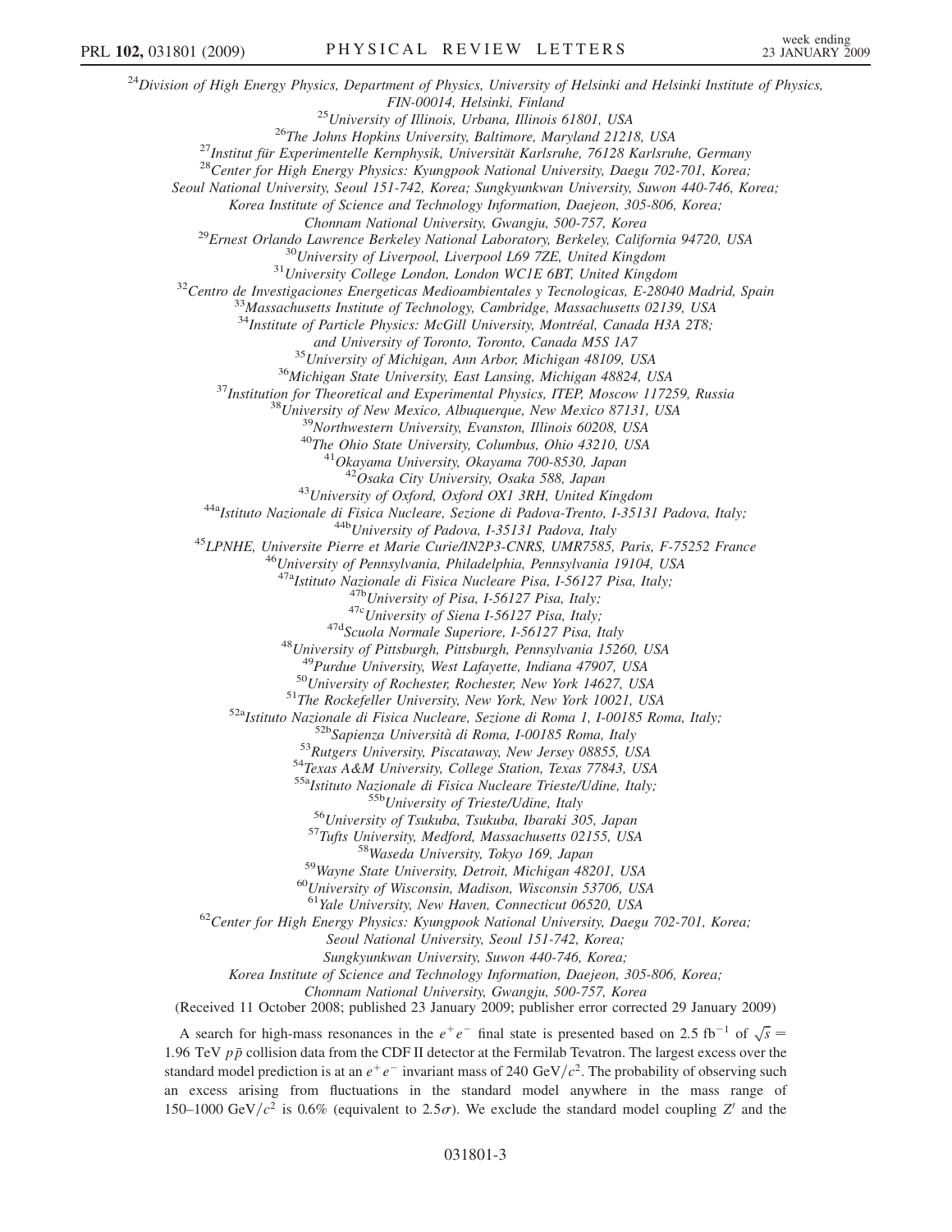[24]Division of High Energy Physics, Department of Physics, University of Helsinki and Helsinki Institute of Physics, FIN-00014, Helsinki, Finland
[25]University of Illinois, Urbana, Illinois 61801, USA
[26]The Johns Hopkins University, Baltimore, Maryland 21218, USA
[27]Institut für Experimentelle Kernphysik, Universität Karlsruhe, 76128 Karlsruhe, Germany
[28]Center for High Energy Physics: Kyungpook National University, Daegu 702-701, Korea; Seoul National University, Seoul 151-742, Korea; Sungkyunkwan University, Suwon 440-746, Korea; Korea Institute of Science and Technology Information, Daejeon, 305-806, Korea; Chonnam National University, Gwangju, 500-757, Korea
[29]Ernest Orlando Lawrence Berkeley National Laboratory, Berkeley, California 94720, USA
[30]University of Liverpool, Liverpool L69 7ZE, United Kingdom
[31]University College London, London WC1E 6BT, United Kingdom
[32]Centro de Investigaciones Energeticas Medioambientales y Tecnologicas, E-28040 Madrid, Spain
[33]Massachusetts Institute of Technology, Cambridge, Massachusetts 02139, USA
[34]Institute of Particle Physics: McGill University, Montréal, Canada H3A 2T8; and University of Toronto, Toronto, Canada M5S 1A7
[35]University of Michigan, Ann Arbor, Michigan 48109, USA
[36]Michigan State University, East Lansing, Michigan 48824, USA
[37]Institution for Theoretical and Experimental Physics, ITEP, Moscow 117259, Russia
[38]University of New Mexico, Albuquerque, New Mexico 87131, USA
[39]Northwestern University, Evanston, Illinois 60208, USA
[40]The Ohio State University, Columbus, Ohio 43210, USA
[41]Okayama University, Okayama 700-8530, Japan
[42]Osaka City University, Osaka 588, Japan
[43]University of Oxford, Oxford OX1 3RH, United Kingdom
[44a]Istituto Nazionale di Fisica Nucleare, Sezione di Padova-Trento, I-35131 Padova, Italy;
[44b]University of Padova, I-35131 Padova, Italy
[45]LPNHE, Universite Pierre et Marie Curie/IN2P3-CNRS, UMR7585, Paris, F-75252 France
[46]University of Pennsylvania, Philadelphia, Pennsylvania 19104, USA
[47a]Istituto Nazionale di Fisica Nucleare Pisa, I-56127 Pisa, Italy;
[47b]University of Pisa, I-56127 Pisa, Italy;
[47c]University of Siena I-56127 Pisa, Italy;
[47d]Scuola Normale Superiore, I-56127 Pisa, Italy
[48]University of Pittsburgh, Pittsburgh, Pennsylvania 15260, USA
[49]Purdue University, West Lafayette, Indiana 47907, USA
[50]University of Rochester, Rochester, New York 14627, USA
[51]The Rockefeller University, New York, New York 10021, USA
[52a]Istituto Nazionale di Fisica Nucleare, Sezione di Roma 1, I-00185 Roma, Italy;
[52b]Sapienza Università di Roma, I-00185 Roma, Italy
[53]Rutgers University, Piscataway, New Jersey 08855, USA
[54]Texas A&M University, College Station, Texas 77843, USA
[55a]Istituto Nazionale di Fisica Nucleare Trieste/Udine, Italy;
[55b]University of Trieste/Udine, Italy
[56]University of Tsukuba, Tsukuba, Ibaraki 305, Japan
[57]Tufts University, Medford, Massachusetts 02155, USA
[58]Waseda University, Tokyo 169, Japan
[59]Wayne State University, Detroit, Michigan 48201, USA
[60]University of Wisconsin, Madison, Wisconsin 53706, USA
[61]Yale University, New Haven, Connecticut 06520, USA
[62]Center for High Energy Physics: Kyungpook National University, Daegu 702-701, Korea; Seoul National University, Seoul 151-742, Korea; Sungkyunkwan University, Suwon 440-746, Korea; Korea Institute of Science and Technology Information, Daejeon, 305-806, Korea; Chonnam National University, Gwangju, 500-757, Korea

(Received 11 October 2008; published 23 January 2009; publisher error corrected 29 January 2009)

A search for high-mass resonances in the $e^+e^-$ final state is presented based on 2.5 $\mathrm{fb}^{-1}$ of $\sqrt{s} = 1.96$ TeV $p\bar{p}$ collision data from the CDF II detector at the Fermilab Tevatron. The largest excess over the standard model prediction is at an $e^+e^-$ invariant mass of 240 $\mathrm{GeV}/c^2$. The probability of observing such an excess arising from fluctuations in the standard model anywhere in the mass range of 150–1000 $\mathrm{GeV}/c^2$ is 0.6% (equivalent to $2.5\sigma$). We exclude the standard model coupling $Z'$ and the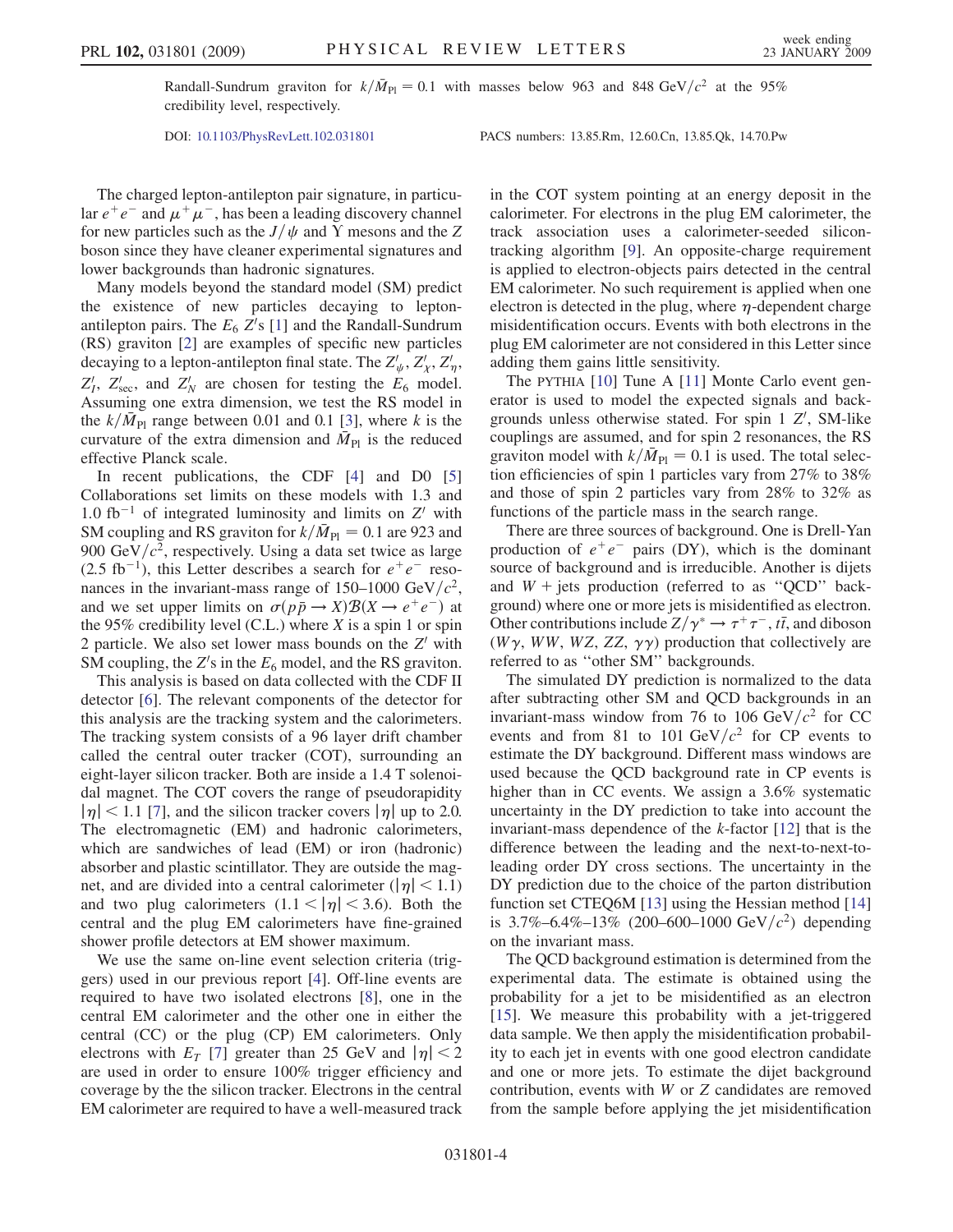Randall-Sundrum graviton for $k/\bar{M}_{\rm Pl} = 0.1$ with masses below 963 and 848 GeV$/c^2$ at the 95% credibility level, respectively.

DOI: 10.1103/PhysRevLett.102.031801 PACS numbers: 13.85.Rm, 12.60.Cn, 13.85.Qk, 14.70.Pw

The charged lepton-antilepton pair signature, in particular $e^+e^-$ and $\mu^+\mu^-$, has been a leading discovery channel for new particles such as the $J/\psi$ and $\Upsilon$ mesons and the $Z$ boson since they have cleaner experimental signatures and lower backgrounds than hadronic signatures.

Many models beyond the standard model (SM) predict the existence of new particles decaying to lepton-antilepton pairs. The $E_6$ $Z'$s [1] and the Randall-Sundrum (RS) graviton [2] are examples of specific new particles decaying to a lepton-antilepton final state. The $Z'_\psi$, $Z'_\chi$, $Z'_\eta$, $Z'_I$, $Z'_{\rm sec}$, and $Z'_N$ are chosen for testing the $E_6$ model. Assuming one extra dimension, we test the RS model in the $k/\bar{M}_{\rm Pl}$ range between 0.01 and 0.1 [3], where $k$ is the curvature of the extra dimension and $\bar{M}_{\rm Pl}$ is the reduced effective Planck scale.

In recent publications, the CDF [4] and D0 [5] Collaborations set limits on these models with 1.3 and 1.0 fb$^{-1}$ of integrated luminosity and limits on $Z'$ with SM coupling and RS graviton for $k/\bar{M}_{\rm Pl} = 0.1$ are 923 and 900 GeV$/c^2$, respectively. Using a data set twice as large (2.5 fb$^{-1}$), this Letter describes a search for $e^+e^-$ resonances in the invariant-mass range of 150–1000 GeV$/c^2$, and we set upper limits on $\sigma(p\bar{p} \to X)\mathcal{B}(X \to e^+e^-)$ at the 95% credibility level (C.L.) where $X$ is a spin 1 or spin 2 particle. We also set lower mass bounds on the $Z'$ with SM coupling, the $Z'$s in the $E_6$ model, and the RS graviton.

This analysis is based on data collected with the CDF II detector [6]. The relevant components of the detector for this analysis are the tracking system and the calorimeters. The tracking system consists of a 96 layer drift chamber called the central outer tracker (COT), surrounding an eight-layer silicon tracker. Both are inside a 1.4 T solenoidal magnet. The COT covers the range of pseudorapidity $|\eta| < 1.1$ [7], and the silicon tracker covers $|\eta|$ up to 2.0. The electromagnetic (EM) and hadronic calorimeters, which are sandwiches of lead (EM) or iron (hadronic) absorber and plastic scintillator. They are outside the magnet, and are divided into a central calorimeter ($|\eta| < 1.1$) and two plug calorimeters ($1.1 < |\eta| < 3.6$). Both the central and the plug EM calorimeters have fine-grained shower profile detectors at EM shower maximum.

We use the same on-line event selection criteria (triggers) used in our previous report [4]. Off-line events are required to have two isolated electrons [8], one in the central EM calorimeter and the other one in either the central (CC) or the plug (CP) EM calorimeters. Only electrons with $E_T$ [7] greater than 25 GeV and $|\eta| < 2$ are used in order to ensure 100% trigger efficiency and coverage by the the silicon tracker. Electrons in the central EM calorimeter are required to have a well-measured track in the COT system pointing at an energy deposit in the calorimeter. For electrons in the plug EM calorimeter, the track association uses a calorimeter-seeded silicon-tracking algorithm [9]. An opposite-charge requirement is applied to electron-objects pairs detected in the central EM calorimeter. No such requirement is applied when one electron is detected in the plug, where $\eta$-dependent charge misidentification occurs. Events with both electrons in the plug EM calorimeter are not considered in this Letter since adding them gains little sensitivity.

The PYTHIA [10] Tune A [11] Monte Carlo event generator is used to model the expected signals and backgrounds unless otherwise stated. For spin 1 $Z'$, SM-like couplings are assumed, and for spin 2 resonances, the RS graviton model with $k/\bar{M}_{\rm Pl} = 0.1$ is used. The total selection efficiencies of spin 1 particles vary from 27% to 38% and those of spin 2 particles vary from 28% to 32% as functions of the particle mass in the search range.

There are three sources of background. One is Drell-Yan production of $e^+e^-$ pairs (DY), which is the dominant source of background and is irreducible. Another is dijets and $W$ + jets production (referred to as "QCD" background) where one or more jets is misidentified as electron. Other contributions include $Z/\gamma^* \to \tau^+\tau^-$, $t\bar{t}$, and diboson ($W\gamma$, $WW$, $WZ$, $ZZ$, $\gamma\gamma$) production that collectively are referred to as "other SM" backgrounds.

The simulated DY prediction is normalized to the data after subtracting other SM and QCD backgrounds in an invariant-mass window from 76 to 106 GeV$/c^2$ for CC events and from 81 to 101 GeV$/c^2$ for CP events to estimate the DY background. Different mass windows are used because the QCD background rate in CP events is higher than in CC events. We assign a 3.6% systematic uncertainty in the DY prediction to take into account the invariant-mass dependence of the $k$-factor [12] that is the difference between the leading and the next-to-next-to-leading order DY cross sections. The uncertainty in the DY prediction due to the choice of the parton distribution function set CTEQ6M [13] using the Hessian method [14] is 3.7%–6.4%–13% (200–600–1000 GeV$/c^2$) depending on the invariant mass.

The QCD background estimation is determined from the experimental data. The estimate is obtained using the probability for a jet to be misidentified as an electron [15]. We measure this probability with a jet-triggered data sample. We then apply the misidentification probability to each jet in events with one good electron candidate and one or more jets. To estimate the dijet background contribution, events with $W$ or $Z$ candidates are removed from the sample before applying the jet misidentification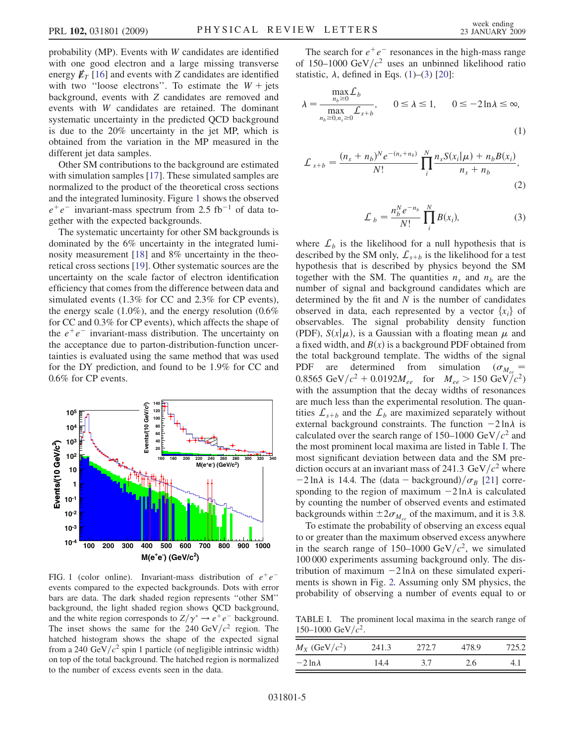probability (MP). Events with $W$ candidates are identified with one good electron and a large missing transverse energy $\not{E}_T$ [16] and events with $Z$ candidates are identified with two "loose electrons". To estimate the $W$ + jets background, events with $Z$ candidates are removed and events with $W$ candidates are retained. The dominant systematic uncertainty in the predicted QCD background is due to the 20% uncertainty in the jet MP, which is obtained from the variation in the MP measured in the different jet data samples.

Other SM contributions to the background are estimated with simulation samples [17]. These simulated samples are normalized to the product of the theoretical cross sections and the integrated luminosity. Figure 1 shows the observed $e^+e^-$ invariant-mass spectrum from 2.5 fb$^{-1}$ of data together with the expected backgrounds.

The systematic uncertainty for other SM backgrounds is dominated by the 6% uncertainty in the integrated luminosity measurement [18] and 8% uncertainty in the theoretical cross sections [19]. Other systematic sources are the uncertainty on the scale factor of electron identification efficiency that comes from the difference between data and simulated events (1.3% for CC and 2.3% for CP events), the energy scale (1.0%), and the energy resolution (0.6% for CC and 0.3% for CP events), which affects the shape of the $e^+e^-$ invariant-mass distribution. The uncertainty on the acceptance due to parton-distribution-function uncertainties is evaluated using the same method that was used for the DY prediction, and found to be 1.9% for CC and 0.6% for CP events.

FIG. 1 (color online). Invariant-mass distribution of $e^+e^-$ events compared to the expected backgrounds. Dots with error bars are data. The dark shaded region represents "other SM" background, the light shaded region shows QCD background, and the white region corresponds to $Z/\gamma^* \to e^+e^-$ background. The inset shows the same for the 240 GeV/$c^2$ region. The hatched histogram shows the shape of the expected signal from a 240 GeV/$c^2$ spin 1 particle (of negligible intrinsic width) on top of the total background. The hatched region is normalized to the number of excess events seen in the data.

The search for $e^+e^-$ resonances in the high-mass range of 150–1000 GeV/$c^2$ uses an unbinned likelihood ratio statistic, $\lambda$, defined in Eqs. (1)–(3) [20]:

$$\lambda = \frac{\max\limits_{n_b \geq 0} \mathcal{L}_b}{\max\limits_{n_b \geq 0, n_s \geq 0} \mathcal{L}_{s+b}}, \qquad 0 \leq \lambda \leq 1, \qquad 0 \leq -2\ln\lambda \leq \infty, \tag{1}$$

$$\mathcal{L}_{s+b} = \frac{(n_s + n_b)^N e^{-(n_s+n_b)}}{N!} \prod_i^N \frac{n_s S(x_i|\mu) + n_b B(x_i)}{n_s + n_b}, \tag{2}$$

$$\mathcal{L}_b = \frac{n_b^N e^{-n_b}}{N!} \prod_i^N B(x_i), \tag{3}$$

where $\mathcal{L}_b$ is the likelihood for a null hypothesis that is described by the SM only, $\mathcal{L}_{s+b}$ is the likelihood for a test hypothesis that is described by physics beyond the SM together with the SM. The quantities $n_s$ and $n_b$ are the number of signal and background candidates which are determined by the fit and $N$ is the number of candidates observed in data, each represented by a vector $\{x_i\}$ of observables. The signal probability density function (PDF), $S(x|\mu)$, is a Gaussian with a floating mean $\mu$ and a fixed width, and $B(x)$ is a background PDF obtained from the total background template. The widths of the signal PDF are determined from simulation ($\sigma_{M_{ee}} = 0.8565$ GeV/$c^2$ + $0.0192 M_{ee}$ for $M_{ee} > 150$ GeV/$c^2$) with the assumption that the decay widths of resonances are much less than the experimental resolution. The quantities $\mathcal{L}_{s+b}$ and the $\mathcal{L}_b$ are maximized separately without external background constraints. The function $-2\ln\lambda$ is calculated over the search range of 150–1000 GeV/$c^2$ and the most prominent local maxima are listed in Table I. The most significant deviation between data and the SM prediction occurs at an invariant mass of 241.3 GeV/$c^2$ where $-2\ln\lambda$ is 14.4. The (data − background)/$\sigma_B$ [21] corresponding to the region of maximum $-2\ln\lambda$ is calculated by counting the number of observed events and estimated backgrounds within $\pm 2\sigma_{M_{ee}}$ of the maximum, and it is 3.8.

To estimate the probability of observing an excess equal to or greater than the maximum observed excess anywhere in the search range of 150–1000 GeV/$c^2$, we simulated 100 000 experiments assuming background only. The distribution of maximum $-2\ln\lambda$ on these simulated experiments is shown in Fig. 2. Assuming only SM physics, the probability of observing a number of events equal to or

TABLE I. The prominent local maxima in the search range of 150–1000 GeV/$c^2$.

| $M_X$ (GeV/$c^2$) | 241.3 | 272.7 | 478.9 | 725.2 |
|---|---|---|---|---|
| $-2\ln\lambda$ | 14.4 | 3.7 | 2.6 | 4.1 |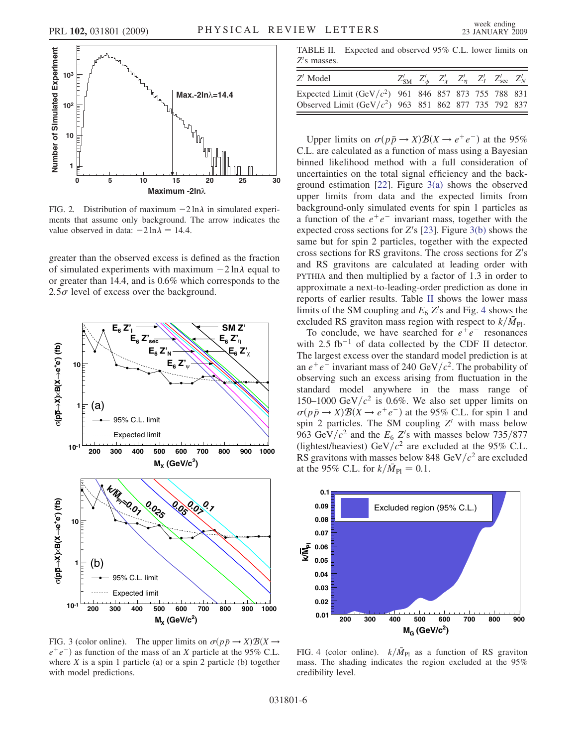FIG. 2. Distribution of maximum $-2\ln\lambda$ in simulated experiments that assume only background. The arrow indicates the value observed in data: $-2\ln\lambda = 14.4$.

greater than the observed excess is defined as the fraction of simulated experiments with maximum $-2\ln\lambda$ equal to or greater than 14.4, and is 0.6% which corresponds to the $2.5\sigma$ level of excess over the background.

FIG. 3 (color online). The upper limits on $\sigma(p\bar{p} \to X)\mathcal{B}(X \to e^+e^-)$ as function of the mass of an $X$ particle at the 95% C.L. where $X$ is a spin 1 particle (a) or a spin 2 particle (b) together with model predictions.

TABLE II. Expected and observed 95% C.L. lower limits on $Z'$s masses.

| $Z'$ Model | $Z'_{\rm SM}$ | $Z'_{\psi}$ | $Z'_{\chi}$ | $Z'_{\eta}$ | $Z'_{I}$ | $Z'_{\rm sec}$ | $Z'_{N}$ |
|---|---|---|---|---|---|---|---|
| Expected Limit (GeV/$c^2$) | 961 | 846 | 857 | 873 | 755 | 788 | 831 |
| Observed Limit (GeV/$c^2$) | 963 | 851 | 862 | 877 | 735 | 792 | 837 |

Upper limits on $\sigma(p\bar{p} \to X)\mathcal{B}(X \to e^+e^-)$ at the 95% C.L. are calculated as a function of mass using a Bayesian binned likelihood method with a full consideration of uncertainties on the total signal efficiency and the background estimation [22]. Figure 3(a) shows the observed upper limits from data and the expected limits from background-only simulated events for spin 1 particles as a function of the $e^+e^-$ invariant mass, together with the expected cross sections for $Z'$s [23]. Figure 3(b) shows the same but for spin 2 particles, together with the expected cross sections for RS gravitons. The cross sections for $Z'$s and RS gravitons are calculated at leading order with PYTHIA and then multiplied by a factor of 1.3 in order to approximate a next-to-leading-order prediction as done in reports of earlier results. Table II shows the lower mass limits of the SM coupling and $E_6$ $Z'$s and Fig. 4 shows the excluded RS graviton mass region with respect to $k/\bar{M}_{\rm Pl}$.

To conclude, we have searched for $e^+e^-$ resonances with 2.5 fb$^{-1}$ of data collected by the CDF II detector. The largest excess over the standard model prediction is at an $e^+e^-$ invariant mass of 240 GeV/$c^2$. The probability of observing such an excess arising from fluctuation in the standard model anywhere in the mass range of 150–1000 GeV/$c^2$ is 0.6%. We also set upper limits on $\sigma(p\bar{p} \to X)\mathcal{B}(X \to e^+e^-)$ at the 95% C.L. for spin 1 and spin 2 particles. The SM coupling $Z'$ with mass below 963 GeV/$c^2$ and the $E_6$ $Z'$s with masses below 735/877 (lightest/heaviest) GeV/$c^2$ are excluded at the 95% C.L. RS gravitons with masses below 848 GeV/$c^2$ are excluded at the 95% C.L. for $k/\bar{M}_{\rm Pl} = 0.1$.

FIG. 4 (color online). $k/\bar{M}_{\rm Pl}$ as a function of RS graviton mass. The shading indicates the region excluded at the 95% credibility level.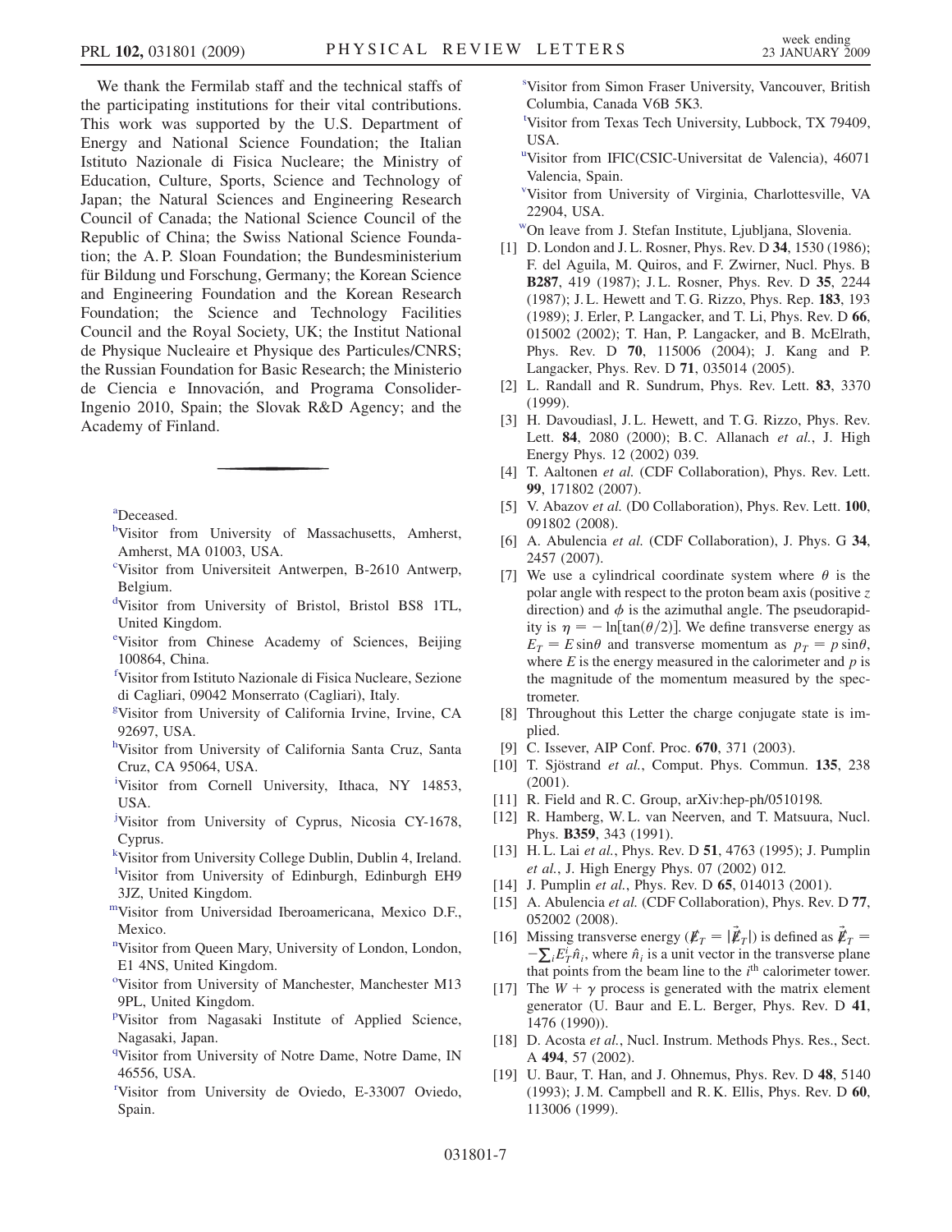We thank the Fermilab staff and the technical staffs of the participating institutions for their vital contributions. This work was supported by the U.S. Department of Energy and National Science Foundation; the Italian Istituto Nazionale di Fisica Nucleare; the Ministry of Education, Culture, Sports, Science and Technology of Japan; the Natural Sciences and Engineering Research Council of Canada; the National Science Council of the Republic of China; the Swiss National Science Foundation; the A. P. Sloan Foundation; the Bundesministerium für Bildung und Forschung, Germany; the Korean Science and Engineering Foundation and the Korean Research Foundation; the Science and Technology Facilities Council and the Royal Society, UK; the Institut National de Physique Nucleaire et Physique des Particules/CNRS; the Russian Foundation for Basic Research; the Ministerio de Ciencia e Innovación, and Programa Consolider-Ingenio 2010, Spain; the Slovak R&D Agency; and the Academy of Finland.

---

[a]Deceased.

[b]Visitor from University of Massachusetts, Amherst, Amherst, MA 01003, USA.

[c]Visitor from Universiteit Antwerpen, B-2610 Antwerp, Belgium.

[d]Visitor from University of Bristol, Bristol BS8 1TL, United Kingdom.

[e]Visitor from Chinese Academy of Sciences, Beijing 100864, China.

[f]Visitor from Istituto Nazionale di Fisica Nucleare, Sezione di Cagliari, 09042 Monserrato (Cagliari), Italy.

[g]Visitor from University of California Irvine, Irvine, CA 92697, USA.

[h]Visitor from University of California Santa Cruz, Santa Cruz, CA 95064, USA.

[i]Visitor from Cornell University, Ithaca, NY 14853, USA.

[j]Visitor from University of Cyprus, Nicosia CY-1678, Cyprus.

[k]Visitor from University College Dublin, Dublin 4, Ireland.

[l]Visitor from University of Edinburgh, Edinburgh EH9 3JZ, United Kingdom.

[m]Visitor from Universidad Iberoamericana, Mexico D.F., Mexico.

[n]Visitor from Queen Mary, University of London, London, E1 4NS, United Kingdom.

[o]Visitor from University of Manchester, Manchester M13 9PL, United Kingdom.

[p]Visitor from Nagasaki Institute of Applied Science, Nagasaki, Japan.

[q]Visitor from University of Notre Dame, Notre Dame, IN 46556, USA.

[r]Visitor from University de Oviedo, E-33007 Oviedo, Spain.

[s]Visitor from Simon Fraser University, Vancouver, British Columbia, Canada V6B 5K3.

[t]Visitor from Texas Tech University, Lubbock, TX 79409, USA.

[u]Visitor from IFIC(CSIC-Universitat de Valencia), 46071 Valencia, Spain.

[v]Visitor from University of Virginia, Charlottesville, VA 22904, USA.

[w]On leave from J. Stefan Institute, Ljubljana, Slovenia.

[1] D. London and J. L. Rosner, Phys. Rev. D **34**, 1530 (1986); F. del Aguila, M. Quiros, and F. Zwirner, Nucl. Phys. B **B287**, 419 (1987); J. L. Rosner, Phys. Rev. D **35**, 2244 (1987); J. L. Hewett and T. G. Rizzo, Phys. Rep. **183**, 193 (1989); J. Erler, P. Langacker, and T. Li, Phys. Rev. D **66**, 015002 (2002); T. Han, P. Langacker, and B. McElrath, Phys. Rev. D **70**, 115006 (2004); J. Kang and P. Langacker, Phys. Rev. D **71**, 035014 (2005).

[2] L. Randall and R. Sundrum, Phys. Rev. Lett. **83**, 3370 (1999).

[3] H. Davoudiasl, J. L. Hewett, and T. G. Rizzo, Phys. Rev. Lett. **84**, 2080 (2000); B. C. Allanach *et al.*, J. High Energy Phys. 12 (2002) 039.

[4] T. Aaltonen *et al.* (CDF Collaboration), Phys. Rev. Lett. **99**, 171802 (2007).

[5] V. Abazov *et al.* (D0 Collaboration), Phys. Rev. Lett. **100**, 091802 (2008).

[6] A. Abulencia *et al.* (CDF Collaboration), J. Phys. G **34**, 2457 (2007).

[7] We use a cylindrical coordinate system where $\theta$ is the polar angle with respect to the proton beam axis (positive $z$ direction) and $\phi$ is the azimuthal angle. The pseudorapidity is $\eta = -\ln[\tan(\theta/2)]$. We define transverse energy as $E_T = E\sin\theta$ and transverse momentum as $p_T = p\sin\theta$, where $E$ is the energy measured in the calorimeter and $p$ is the magnitude of the momentum measured by the spectrometer.

[8] Throughout this Letter the charge conjugate state is implied.

[9] C. Issever, AIP Conf. Proc. **670**, 371 (2003).

[10] T. Sjöstrand *et al.*, Comput. Phys. Commun. **135**, 238 (2001).

[11] R. Field and R. C. Group, arXiv:hep-ph/0510198.

[12] R. Hamberg, W. L. van Neerven, and T. Matsuura, Nucl. Phys. **B359**, 343 (1991).

[13] H. L. Lai *et al.*, Phys. Rev. D **51**, 4763 (1995); J. Pumplin *et al.*, J. High Energy Phys. 07 (2002) 012.

[14] J. Pumplin *et al.*, Phys. Rev. D **65**, 014013 (2001).

[15] A. Abulencia *et al.* (CDF Collaboration), Phys. Rev. D **77**, 052002 (2008).

[16] Missing transverse energy ($\not{E}_T = |\vec{\not{E}}_T|$) is defined as $\vec{\not{E}}_T = -\sum_i E_T^i \hat{n}_i$, where $\hat{n}_i$ is a unit vector in the transverse plane that points from the beam line to the $i^{\text{th}}$ calorimeter tower.

[17] The $W + \gamma$ process is generated with the matrix element generator (U. Baur and E. L. Berger, Phys. Rev. D **41**, 1476 (1990)).

[18] D. Acosta *et al.*, Nucl. Instrum. Methods Phys. Res., Sect. A **494**, 57 (2002).

[19] U. Baur, T. Han, and J. Ohnemus, Phys. Rev. D **48**, 5140 (1993); J. M. Campbell and R. K. Ellis, Phys. Rev. D **60**, 113006 (1999).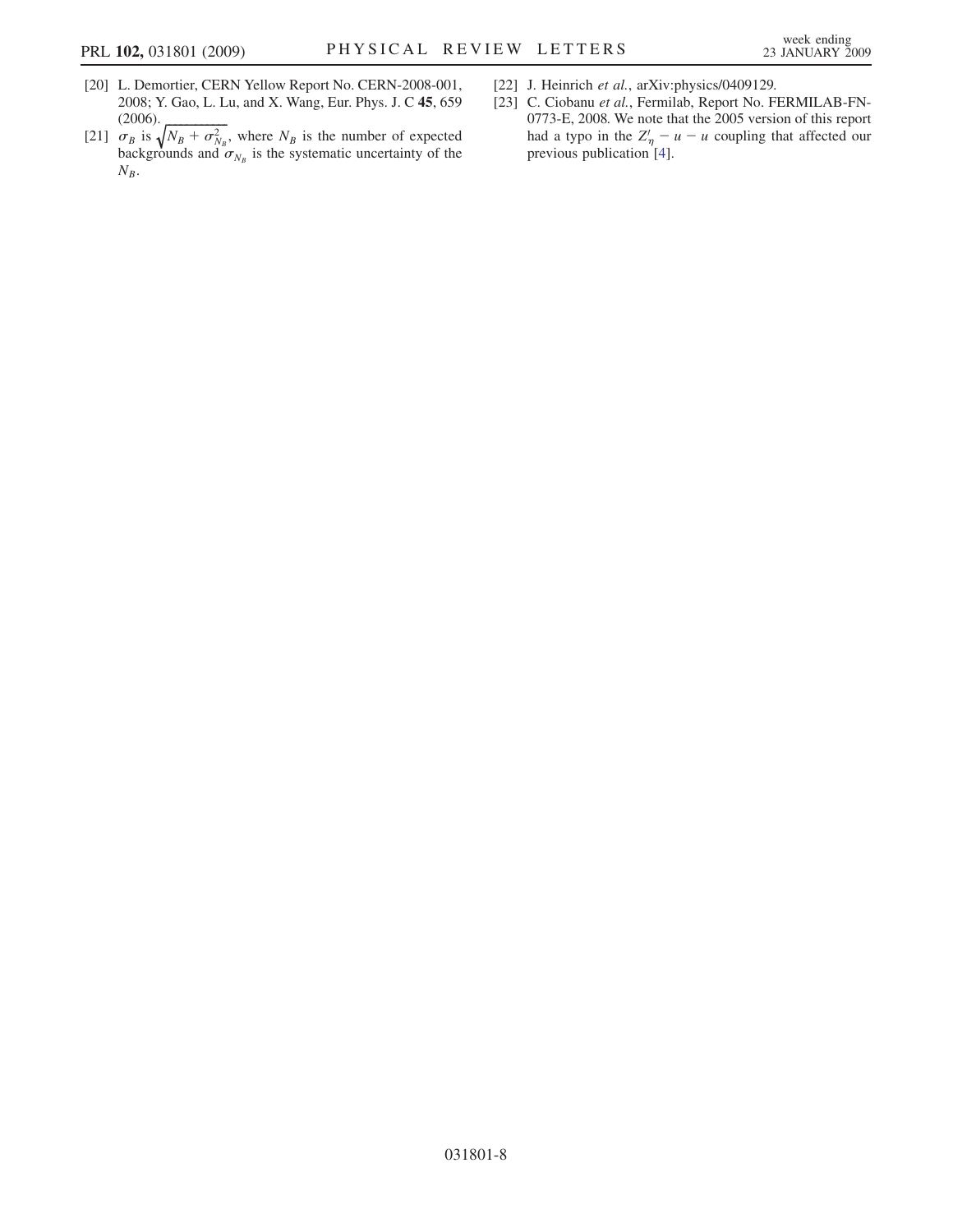[20] L. Demortier, CERN Yellow Report No. CERN-2008-001, 2008; Y. Gao, L. Lu, and X. Wang, Eur. Phys. J. C **45**, 659 (2006).

[21] $\sigma_B$ is $\sqrt{N_B + \sigma_{N_B}^2}$, where $N_B$ is the number of expected backgrounds and $\sigma_{N_B}$ is the systematic uncertainty of the $N_B$.

[22] J. Heinrich *et al.*, arXiv:physics/0409129.

[23] C. Ciobanu *et al.*, Fermilab, Report No. FERMILAB-FN-0773-E, 2008. We note that the 2005 version of this report had a typo in the $Z'_\eta - u - u$ coupling that affected our previous publication [4].